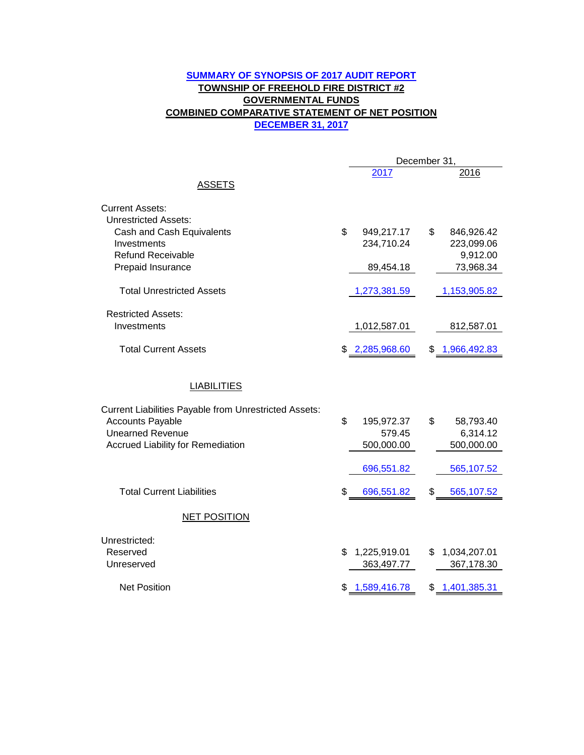# SUMMARY OF SYNOPSIS OF 2017 AUDIT REPORT
## TOWNSHIP OF FREEHOLD FIRE DISTRICT #2
## GOVERNMENTAL FUNDS
## COMBINED COMPARATIVE STATEMENT OF NET POSITION
## DECEMBER 31, 2017

| | December 31, 2017 | December 31, 2016 |
|---|---|---|
| **ASSETS** | | |
| Current Assets: | | |
| Unrestricted Assets: | | |
| Cash and Cash Equivalents | $ 949,217.17 | $ 846,926.42 |
| Investments | 234,710.24 | 223,099.06 |
| Refund Receivable | | 9,912.00 |
| Prepaid Insurance | 89,454.18 | 73,968.34 |
| Total Unrestricted Assets | 1,273,381.59 | 1,153,905.82 |
| Restricted Assets: | | |
| Investments | 1,012,587.01 | 812,587.01 |
| Total Current Assets | $ 2,285,968.60 | $ 1,966,492.83 |
| **LIABILITIES** | | |
| Current Liabilities Payable from Unrestricted Assets: | | |
| Accounts Payable | $ 195,972.37 | $ 58,793.40 |
| Unearned Revenue | 579.45 | 6,314.12 |
| Accrued Liability for Remediation | 500,000.00 | 500,000.00 |
| | 696,551.82 | 565,107.52 |
| Total Current Liabilities | $ 696,551.82 | $ 565,107.52 |
| **NET POSITION** | | |
| Unrestricted: | | |
| Reserved | $ 1,225,919.01 | $ 1,034,207.01 |
| Unreserved | 363,497.77 | 367,178.30 |
| Net Position | $ 1,589,416.78 | $ 1,401,385.31 |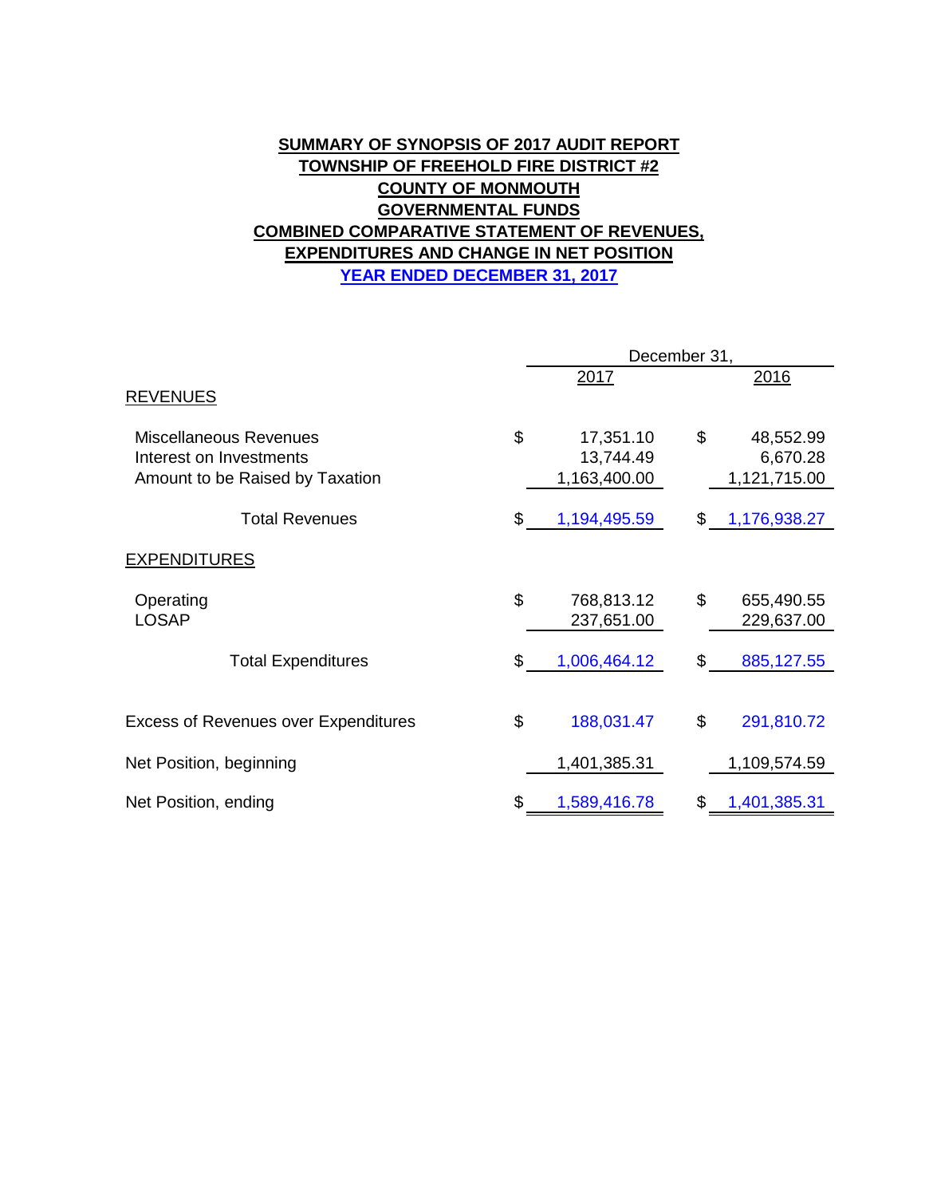**SUMMARY OF SYNOPSIS OF 2017 AUDIT REPORT**
**TOWNSHIP OF FREEHOLD FIRE DISTRICT #2**
**COUNTY OF MONMOUTH**
**GOVERNMENTAL FUNDS**
**COMBINED COMPARATIVE STATEMENT OF REVENUES, EXPENDITURES AND CHANGE IN NET POSITION**
**YEAR ENDED DECEMBER 31, 2017**

| | December 31, 2017 | December 31, 2016 |
|---|---|---|
| **REVENUES** | | |
| Miscellaneous Revenues | $ 17,351.10 | $ 48,552.99 |
| Interest on Investments | 13,744.49 | 6,670.28 |
| Amount to be Raised by Taxation | 1,163,400.00 | 1,121,715.00 |
| Total Revenues | $ 1,194,495.59 | $ 1,176,938.27 |
| **EXPENDITURES** | | |
| Operating | $ 768,813.12 | $ 655,490.55 |
| LOSAP | 237,651.00 | 229,637.00 |
| Total Expenditures | $ 1,006,464.12 | $ 885,127.55 |
| Excess of Revenues over Expenditures | $ 188,031.47 | $ 291,810.72 |
| Net Position, beginning | 1,401,385.31 | 1,109,574.59 |
| Net Position, ending | $ 1,589,416.78 | $ 1,401,385.31 |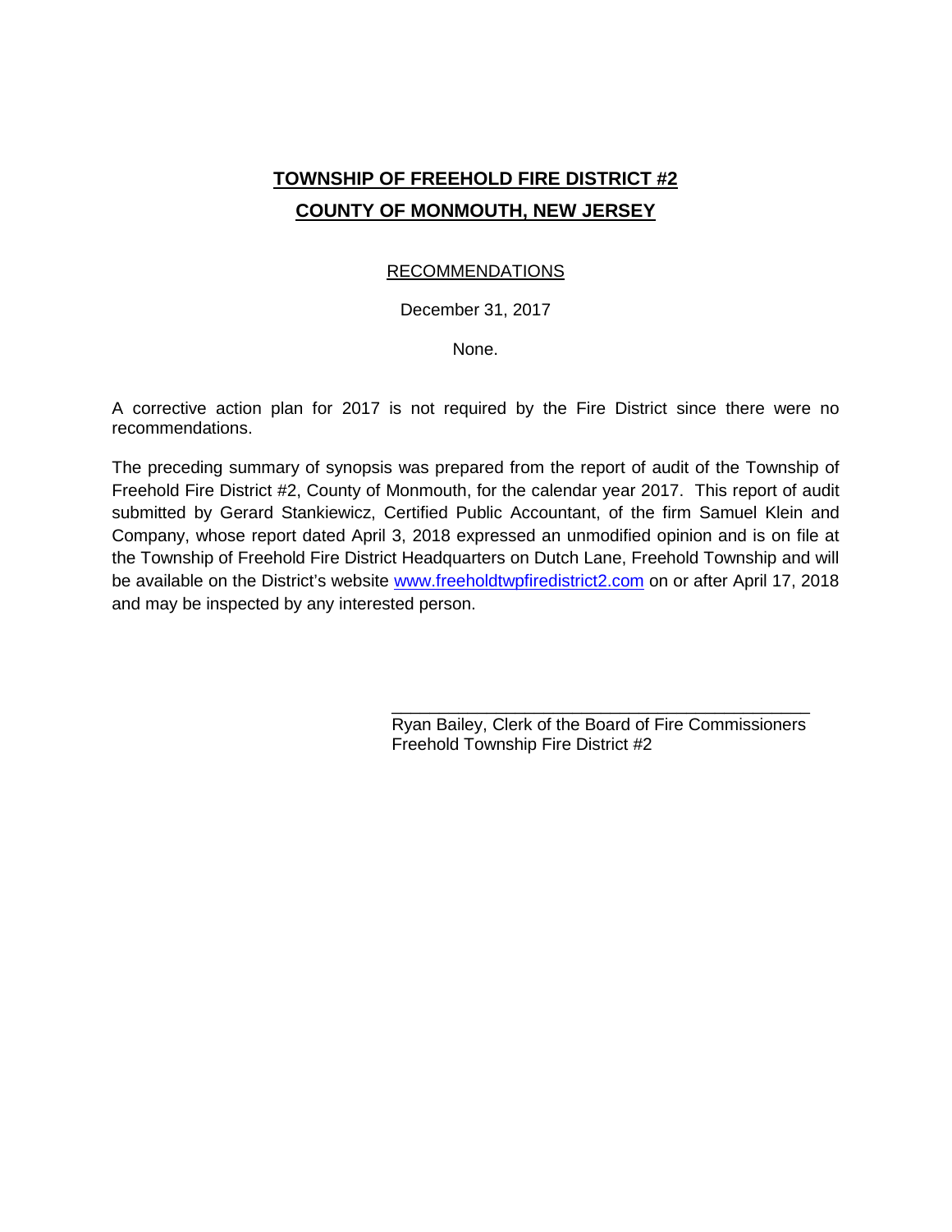# TOWNSHIP OF FREEHOLD FIRE DISTRICT #2

# COUNTY OF MONMOUTH, NEW JERSEY

## RECOMMENDATIONS

December 31, 2017

None.

A corrective action plan for 2017 is not required by the Fire District since there were no recommendations.

The preceding summary of synopsis was prepared from the report of audit of the Township of Freehold Fire District #2, County of Monmouth, for the calendar year 2017. This report of audit submitted by Gerard Stankiewicz, Certified Public Accountant, of the firm Samuel Klein and Company, whose report dated April 3, 2018 expressed an unmodified opinion and is on file at the Township of Freehold Fire District Headquarters on Dutch Lane, Freehold Township and will be available on the District's website www.freeholdtwpfiredistrict2.com on or after April 17, 2018 and may be inspected by any interested person.

\_\_\_\_\_\_\_\_\_\_\_\_\_\_\_\_\_\_\_\_\_\_\_\_\_\_\_\_\_\_\_\_\_\_\_\_\_\_\_\_\_\_\_\_
Ryan Bailey, Clerk of the Board of Fire Commissioners
Freehold Township Fire District #2